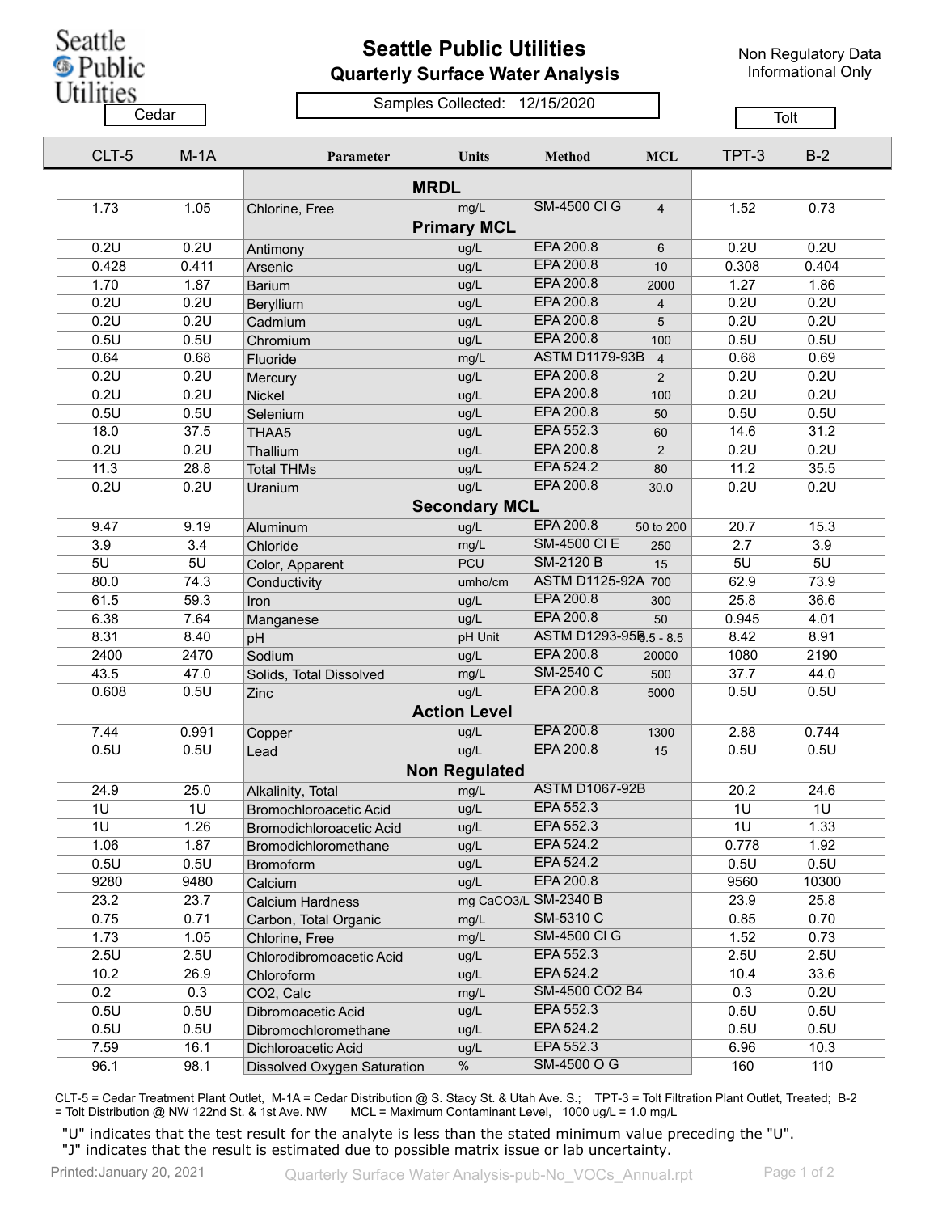# Seattle Public Utilities

## Quarterly Surface Water Analysis

Non Regulatory Data
Informational Only

Samples Collected: 12/15/2020

| Cedar | | | | | | Tolt | |
|---|---|---|---|---|---|---|---|
| CLT-5 | M-1A | Parameter | Units | Method | MCL | TPT-3 | B-2 |
| | | **MRDL** | | | | | |
| 1.73 | 1.05 | Chlorine, Free | mg/L | SM-4500 Cl G | 4 | 1.52 | 0.73 |
| | | **Primary MCL** | | | | | |
| 0.2U | 0.2U | Antimony | ug/L | EPA 200.8 | 6 | 0.2U | 0.2U |
| 0.428 | 0.411 | Arsenic | ug/L | EPA 200.8 | 10 | 0.308 | 0.404 |
| 1.70 | 1.87 | Barium | ug/L | EPA 200.8 | 2000 | 1.27 | 1.86 |
| 0.2U | 0.2U | Beryllium | ug/L | EPA 200.8 | 4 | 0.2U | 0.2U |
| 0.2U | 0.2U | Cadmium | ug/L | EPA 200.8 | 5 | 0.2U | 0.2U |
| 0.5U | 0.5U | Chromium | ug/L | EPA 200.8 | 100 | 0.5U | 0.5U |
| 0.64 | 0.68 | Fluoride | mg/L | ASTM D1179-93B | 4 | 0.68 | 0.69 |
| 0.2U | 0.2U | Mercury | ug/L | EPA 200.8 | 2 | 0.2U | 0.2U |
| 0.2U | 0.2U | Nickel | ug/L | EPA 200.8 | 100 | 0.2U | 0.2U |
| 0.5U | 0.5U | Selenium | ug/L | EPA 200.8 | 50 | 0.5U | 0.5U |
| 18.0 | 37.5 | THAA5 | ug/L | EPA 552.3 | 60 | 14.6 | 31.2 |
| 0.2U | 0.2U | Thallium | ug/L | EPA 200.8 | 2 | 0.2U | 0.2U |
| 11.3 | 28.8 | Total THMs | ug/L | EPA 524.2 | 80 | 11.2 | 35.5 |
| 0.2U | 0.2U | Uranium | ug/L | EPA 200.8 | 30.0 | 0.2U | 0.2U |
| | | **Secondary MCL** | | | | | |
| 9.47 | 9.19 | Aluminum | ug/L | EPA 200.8 | 50 to 200 | 20.7 | 15.3 |
| 3.9 | 3.4 | Chloride | mg/L | SM-4500 Cl E | 250 | 2.7 | 3.9 |
| 5U | 5U | Color, Apparent | PCU | SM-2120 B | 15 | 5U | 5U |
| 80.0 | 74.3 | Conductivity | umho/cm | ASTM D1125-92A | 700 | 62.9 | 73.9 |
| 61.5 | 59.3 | Iron | ug/L | EPA 200.8 | 300 | 25.8 | 36.6 |
| 6.38 | 7.64 | Manganese | ug/L | EPA 200.8 | 50 | 0.945 | 4.01 |
| 8.31 | 8.40 | pH | pH Unit | ASTM D1293-95B | 6.5 - 8.5 | 8.42 | 8.91 |
| 2400 | 2470 | Sodium | ug/L | EPA 200.8 | 20000 | 1080 | 2190 |
| 43.5 | 47.0 | Solids, Total Dissolved | mg/L | SM-2540 C | 500 | 37.7 | 44.0 |
| 0.608 | 0.5U | Zinc | ug/L | EPA 200.8 | 5000 | 0.5U | 0.5U |
| | | **Action Level** | | | | | |
| 7.44 | 0.991 | Copper | ug/L | EPA 200.8 | 1300 | 2.88 | 0.744 |
| 0.5U | 0.5U | Lead | ug/L | EPA 200.8 | 15 | 0.5U | 0.5U |
| | | **Non Regulated** | | | | | |
| 24.9 | 25.0 | Alkalinity, Total | mg/L | ASTM D1067-92B | | 20.2 | 24.6 |
| 1U | 1U | Bromochloroacetic Acid | ug/L | EPA 552.3 | | 1U | 1U |
| 1U | 1.26 | Bromodichloroacetic Acid | ug/L | EPA 552.3 | | 1U | 1.33 |
| 1.06 | 1.87 | Bromodichloromethane | ug/L | EPA 524.2 | | 0.778 | 1.92 |
| 0.5U | 0.5U | Bromoform | ug/L | EPA 524.2 | | 0.5U | 0.5U |
| 9280 | 9480 | Calcium | ug/L | EPA 200.8 | | 9560 | 10300 |
| 23.2 | 23.7 | Calcium Hardness | mg CaCO3/L | SM-2340 B | | 23.9 | 25.8 |
| 0.75 | 0.71 | Carbon, Total Organic | mg/L | SM-5310 C | | 0.85 | 0.70 |
| 1.73 | 1.05 | Chlorine, Free | mg/L | SM-4500 Cl G | | 1.52 | 0.73 |
| 2.5U | 2.5U | Chlorodibromoacetic Acid | ug/L | EPA 552.3 | | 2.5U | 2.5U |
| 10.2 | 26.9 | Chloroform | ug/L | EPA 524.2 | | 10.4 | 33.6 |
| 0.2 | 0.3 | CO2, Calc | mg/L | SM-4500 CO2 B4 | | 0.3 | 0.2U |
| 0.5U | 0.5U | Dibromoacetic Acid | ug/L | EPA 552.3 | | 0.5U | 0.5U |
| 0.5U | 0.5U | Dibromochloromethane | ug/L | EPA 524.2 | | 0.5U | 0.5U |
| 7.59 | 16.1 | Dichloroacetic Acid | ug/L | EPA 552.3 | | 6.96 | 10.3 |
| 96.1 | 98.1 | Dissolved Oxygen Saturation | % | SM-4500 O G | | 160 | 110 |

CLT-5 = Cedar Treatment Plant Outlet, M-1A = Cedar Distribution @ S. Stacy St. & Utah Ave. S.; TPT-3 = Tolt Filtration Plant Outlet, Treated; B-2 = Tolt Distribution @ NW 122nd St. & 1st Ave. NW MCL = Maximum Contaminant Level, 1000 ug/L = 1.0 mg/L

"U" indicates that the test result for the analyte is less than the stated minimum value preceding the "U".
"J" indicates that the result is estimated due to possible matrix issue or lab uncertainty.

Printed: January 20, 2021 Quarterly Surface Water Analysis-pub-No_VOCs_Annual.rpt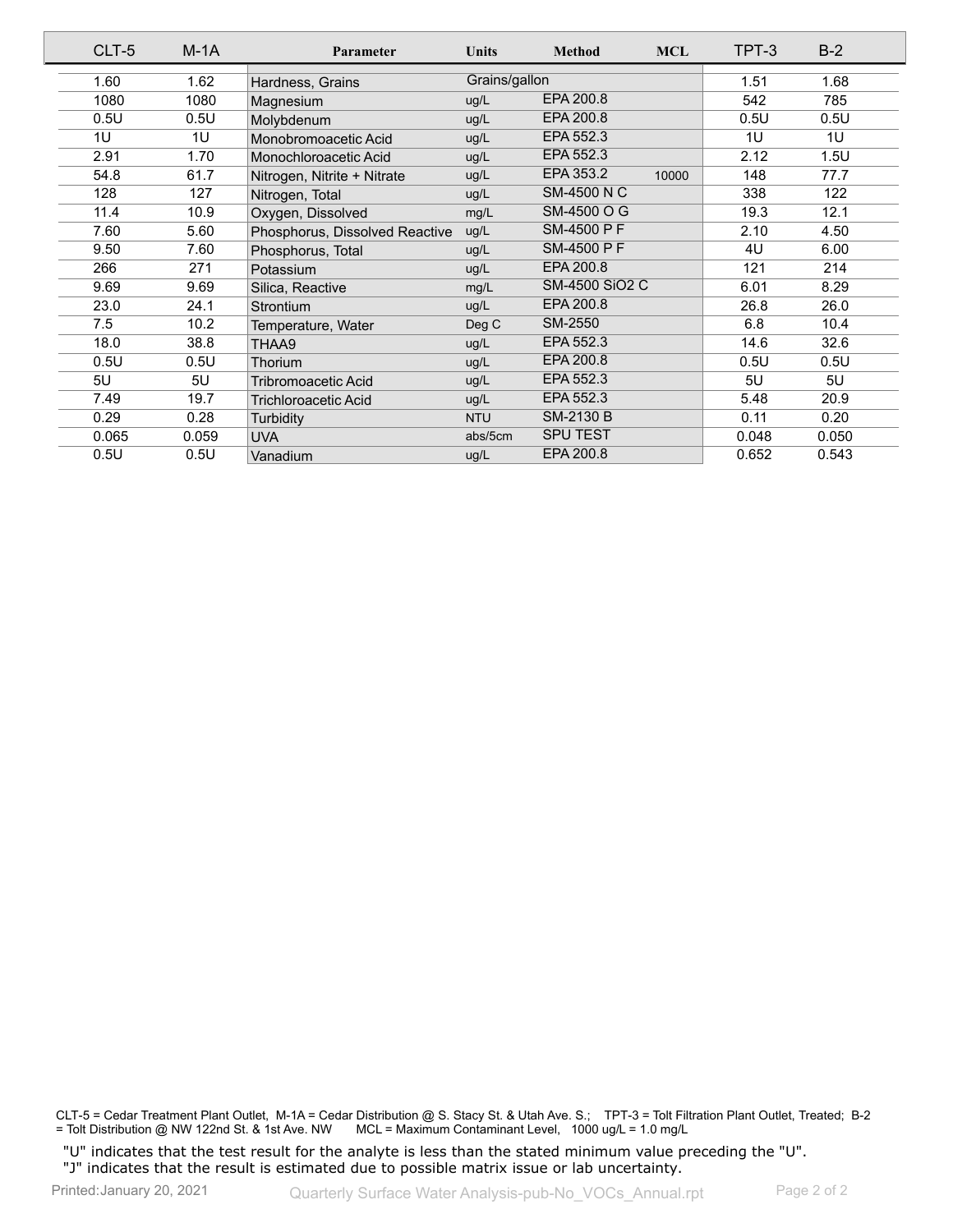| CLT-5 | M-1A | Parameter | Units | Method | MCL | TPT-3 | B-2 |
|---|---|---|---|---|---|---|---|
| 1.60 | 1.62 | Hardness, Grains | Grains/gallon | | | 1.51 | 1.68 |
| 1080 | 1080 | Magnesium | ug/L | EPA 200.8 | | 542 | 785 |
| 0.5U | 0.5U | Molybdenum | ug/L | EPA 200.8 | | 0.5U | 0.5U |
| 1U | 1U | Monobromoacetic Acid | ug/L | EPA 552.3 | | 1U | 1U |
| 2.91 | 1.70 | Monochloroacetic Acid | ug/L | EPA 552.3 | | 2.12 | 1.5U |
| 54.8 | 61.7 | Nitrogen, Nitrite + Nitrate | ug/L | EPA 353.2 | 10000 | 148 | 77.7 |
| 128 | 127 | Nitrogen, Total | ug/L | SM-4500 N C | | 338 | 122 |
| 11.4 | 10.9 | Oxygen, Dissolved | mg/L | SM-4500 O G | | 19.3 | 12.1 |
| 7.60 | 5.60 | Phosphorus, Dissolved Reactive | ug/L | SM-4500 P F | | 2.10 | 4.50 |
| 9.50 | 7.60 | Phosphorus, Total | ug/L | SM-4500 P F | | 4U | 6.00 |
| 266 | 271 | Potassium | ug/L | EPA 200.8 | | 121 | 214 |
| 9.69 | 9.69 | Silica, Reactive | mg/L | SM-4500 SiO2 C | | 6.01 | 8.29 |
| 23.0 | 24.1 | Strontium | ug/L | EPA 200.8 | | 26.8 | 26.0 |
| 7.5 | 10.2 | Temperature, Water | Deg C | SM-2550 | | 6.8 | 10.4 |
| 18.0 | 38.8 | THAA9 | ug/L | EPA 552.3 | | 14.6 | 32.6 |
| 0.5U | 0.5U | Thorium | ug/L | EPA 200.8 | | 0.5U | 0.5U |
| 5U | 5U | Tribromoacetic Acid | ug/L | EPA 552.3 | | 5U | 5U |
| 7.49 | 19.7 | Trichloroacetic Acid | ug/L | EPA 552.3 | | 5.48 | 20.9 |
| 0.29 | 0.28 | Turbidity | NTU | SM-2130 B | | 0.11 | 0.20 |
| 0.065 | 0.059 | UVA | abs/5cm | SPU TEST | | 0.048 | 0.050 |
| 0.5U | 0.5U | Vanadium | ug/L | EPA 200.8 | | 0.652 | 0.543 |

CLT-5 = Cedar Treatment Plant Outlet, M-1A = Cedar Distribution @ S. Stacy St. & Utah Ave. S.; TPT-3 = Tolt Filtration Plant Outlet, Treated; B-2 = Tolt Distribution @ NW 122nd St. & 1st Ave. NW MCL = Maximum Contaminant Level, 1000 ug/L = 1.0 mg/L

"U" indicates that the test result for the analyte is less than the stated minimum value preceding the "U".
"J" indicates that the result is estimated due to possible matrix issue or lab uncertainty.

Printed: January 20, 2021 Quarterly Surface Water Analysis-pub-No_VOCs_Annual.rpt